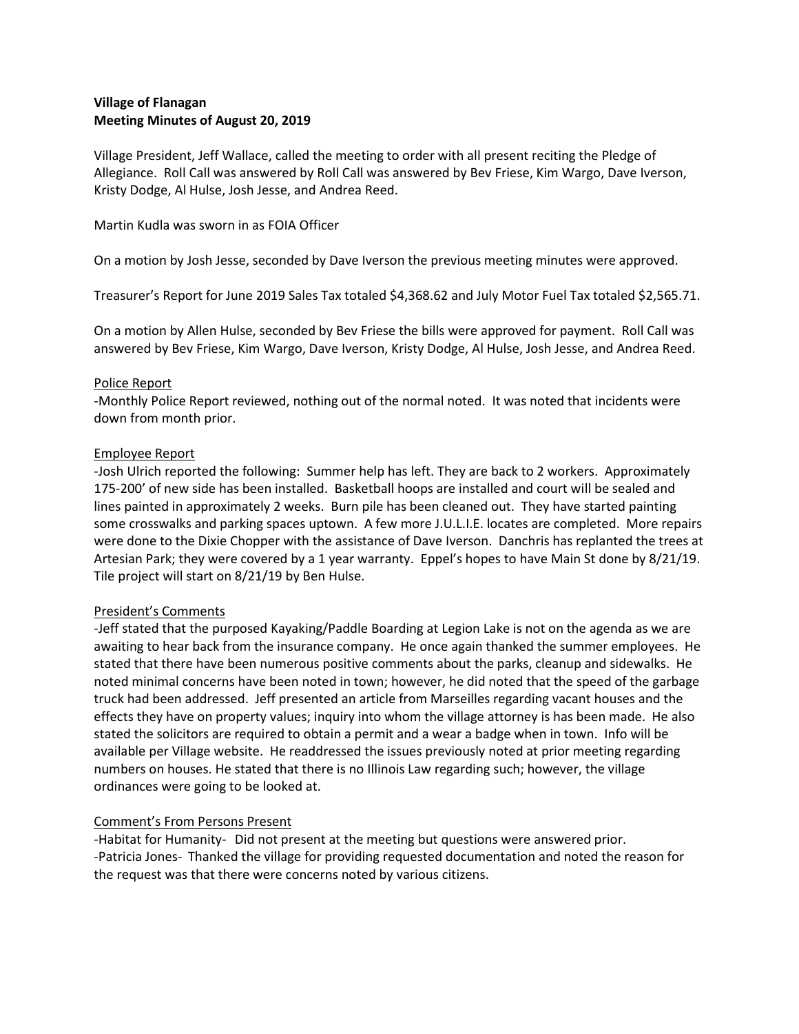**Village of Flanagan**
**Meeting Minutes of August 20, 2019**

Village President, Jeff Wallace, called the meeting to order with all present reciting the Pledge of Allegiance. Roll Call was answered by Roll Call was answered by Bev Friese, Kim Wargo, Dave Iverson, Kristy Dodge, Al Hulse, Josh Jesse, and Andrea Reed.

Martin Kudla was sworn in as FOIA Officer

On a motion by Josh Jesse, seconded by Dave Iverson the previous meeting minutes were approved.

Treasurer's Report for June 2019 Sales Tax totaled $4,368.62 and July Motor Fuel Tax totaled $2,565.71.

On a motion by Allen Hulse, seconded by Bev Friese the bills were approved for payment. Roll Call was answered by Bev Friese, Kim Wargo, Dave Iverson, Kristy Dodge, Al Hulse, Josh Jesse, and Andrea Reed.

Police Report

-Monthly Police Report reviewed, nothing out of the normal noted. It was noted that incidents were down from month prior.

Employee Report

-Josh Ulrich reported the following: Summer help has left. They are back to 2 workers. Approximately 175-200' of new side has been installed. Basketball hoops are installed and court will be sealed and lines painted in approximately 2 weeks. Burn pile has been cleaned out. They have started painting some crosswalks and parking spaces uptown. A few more J.U.L.I.E. locates are completed. More repairs were done to the Dixie Chopper with the assistance of Dave Iverson. Danchris has replanted the trees at Artesian Park; they were covered by a 1 year warranty. Eppel's hopes to have Main St done by 8/21/19. Tile project will start on 8/21/19 by Ben Hulse.

President's Comments

-Jeff stated that the purposed Kayaking/Paddle Boarding at Legion Lake is not on the agenda as we are awaiting to hear back from the insurance company. He once again thanked the summer employees. He stated that there have been numerous positive comments about the parks, cleanup and sidewalks. He noted minimal concerns have been noted in town; however, he did noted that the speed of the garbage truck had been addressed. Jeff presented an article from Marseilles regarding vacant houses and the effects they have on property values; inquiry into whom the village attorney is has been made. He also stated the solicitors are required to obtain a permit and a wear a badge when in town. Info will be available per Village website. He readdressed the issues previously noted at prior meeting regarding numbers on houses. He stated that there is no Illinois Law regarding such; however, the village ordinances were going to be looked at.

Comment's From Persons Present

-Habitat for Humanity- Did not present at the meeting but questions were answered prior.
-Patricia Jones- Thanked the village for providing requested documentation and noted the reason for the request was that there were concerns noted by various citizens.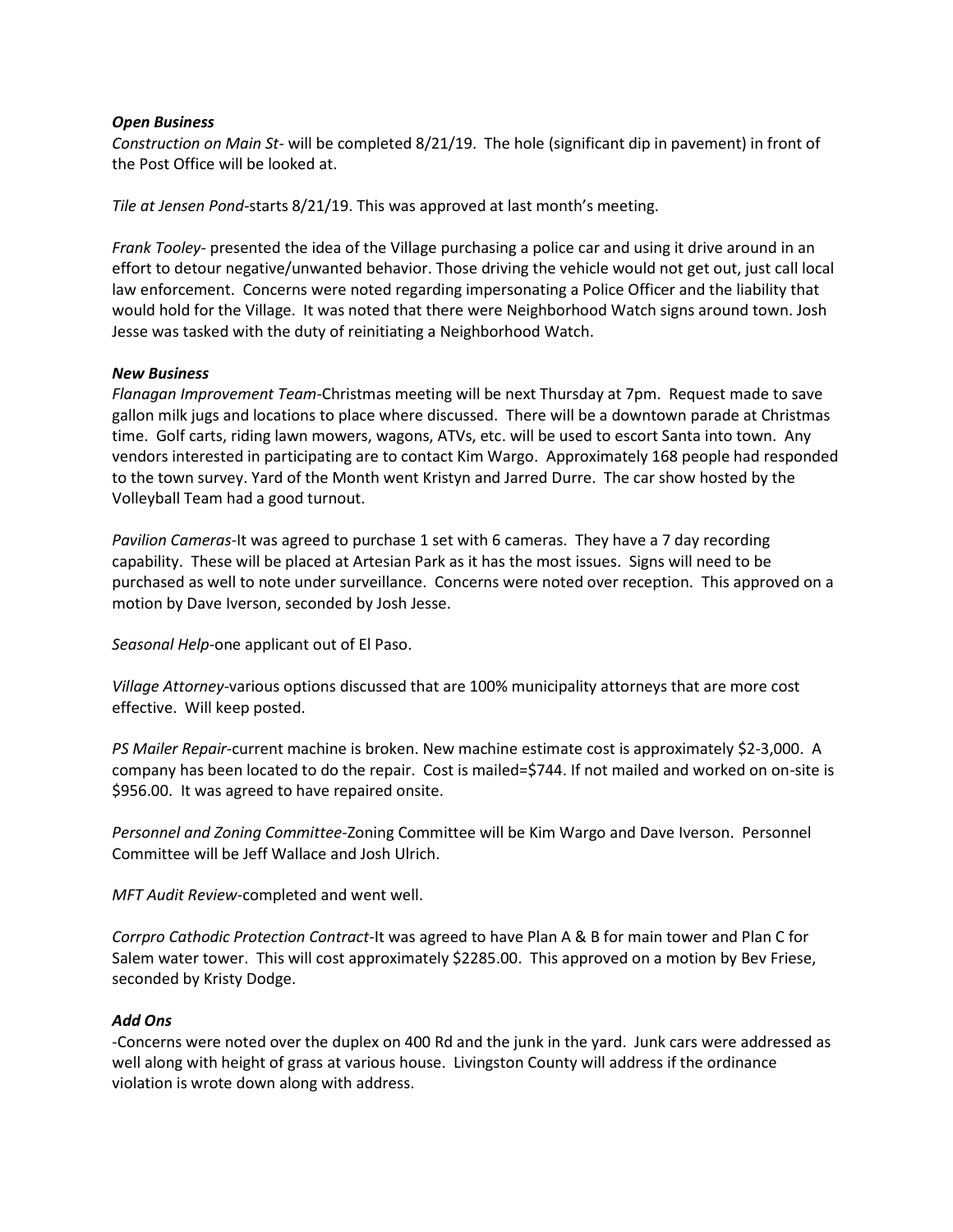***Open Business***

*Construction on Main St*- will be completed 8/21/19. The hole (significant dip in pavement) in front of the Post Office will be looked at.

*Tile at Jensen Pond*-starts 8/21/19. This was approved at last month's meeting.

*Frank Tooley*- presented the idea of the Village purchasing a police car and using it drive around in an effort to detour negative/unwanted behavior. Those driving the vehicle would not get out, just call local law enforcement. Concerns were noted regarding impersonating a Police Officer and the liability that would hold for the Village. It was noted that there were Neighborhood Watch signs around town. Josh Jesse was tasked with the duty of reinitiating a Neighborhood Watch.

***New Business***

*Flanagan Improvement Team*-Christmas meeting will be next Thursday at 7pm. Request made to save gallon milk jugs and locations to place where discussed. There will be a downtown parade at Christmas time. Golf carts, riding lawn mowers, wagons, ATVs, etc. will be used to escort Santa into town. Any vendors interested in participating are to contact Kim Wargo. Approximately 168 people had responded to the town survey. Yard of the Month went Kristyn and Jarred Durre. The car show hosted by the Volleyball Team had a good turnout.

*Pavilion Cameras*-It was agreed to purchase 1 set with 6 cameras. They have a 7 day recording capability. These will be placed at Artesian Park as it has the most issues. Signs will need to be purchased as well to note under surveillance. Concerns were noted over reception. This approved on a motion by Dave Iverson, seconded by Josh Jesse.

*Seasonal Help*-one applicant out of El Paso.

*Village Attorney*-various options discussed that are 100% municipality attorneys that are more cost effective. Will keep posted.

*PS Mailer Repair*-current machine is broken. New machine estimate cost is approximately $2-3,000. A company has been located to do the repair. Cost is mailed=$744. If not mailed and worked on on-site is $956.00. It was agreed to have repaired onsite.

*Personnel and Zoning Committee*-Zoning Committee will be Kim Wargo and Dave Iverson. Personnel Committee will be Jeff Wallace and Josh Ulrich.

*MFT Audit Review*-completed and went well.

*Corrpro Cathodic Protection Contract*-It was agreed to have Plan A & B for main tower and Plan C for Salem water tower. This will cost approximately $2285.00. This approved on a motion by Bev Friese, seconded by Kristy Dodge.

***Add Ons***

-Concerns were noted over the duplex on 400 Rd and the junk in the yard. Junk cars were addressed as well along with height of grass at various house. Livingston County will address if the ordinance violation is wrote down along with address.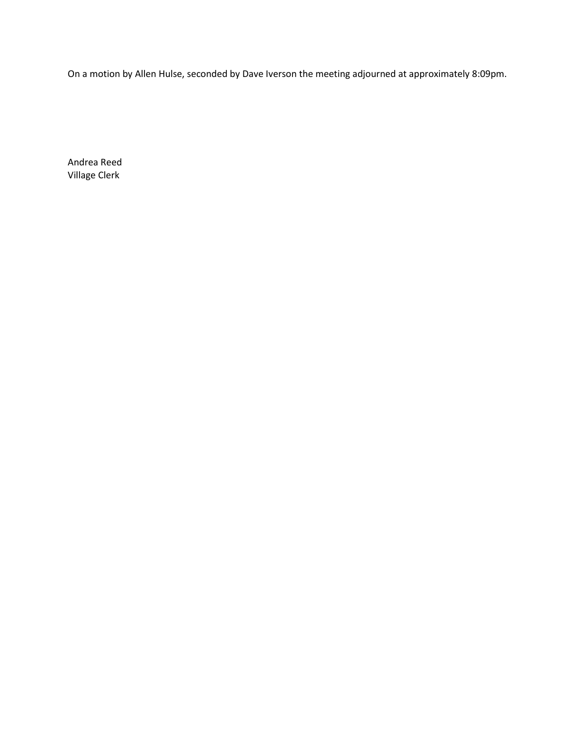On a motion by Allen Hulse, seconded by Dave Iverson the meeting adjourned at approximately 8:09pm.

Andrea Reed  
Village Clerk